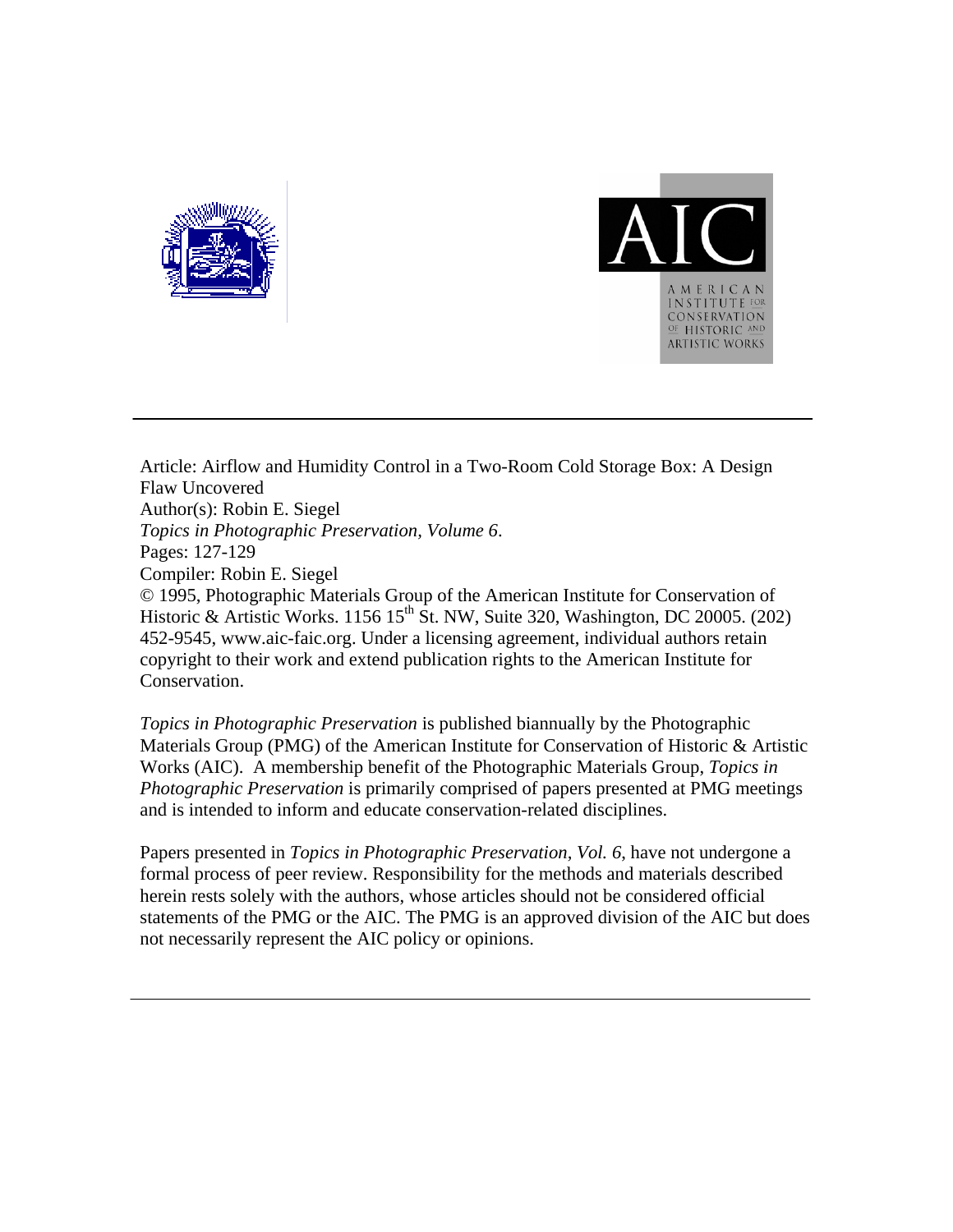Article: Airflow and Humidity Control in a Two-Room Cold Storage Box: A Design Flaw Uncovered
Author(s): Robin E. Siegel
*Topics in Photographic Preservation, Volume 6*.
Pages: 127-129
Compiler: Robin E. Siegel
© 1995, Photographic Materials Group of the American Institute for Conservation of Historic & Artistic Works. 1156 15th St. NW, Suite 320, Washington, DC 20005. (202) 452-9545, www.aic-faic.org. Under a licensing agreement, individual authors retain copyright to their work and extend publication rights to the American Institute for Conservation.

*Topics in Photographic Preservation* is published biannually by the Photographic Materials Group (PMG) of the American Institute for Conservation of Historic & Artistic Works (AIC). A membership benefit of the Photographic Materials Group, *Topics in Photographic Preservation* is primarily comprised of papers presented at PMG meetings and is intended to inform and educate conservation-related disciplines.

Papers presented in *Topics in Photographic Preservation, Vol. 6*, have not undergone a formal process of peer review. Responsibility for the methods and materials described herein rests solely with the authors, whose articles should not be considered official statements of the PMG or the AIC. The PMG is an approved division of the AIC but does not necessarily represent the AIC policy or opinions.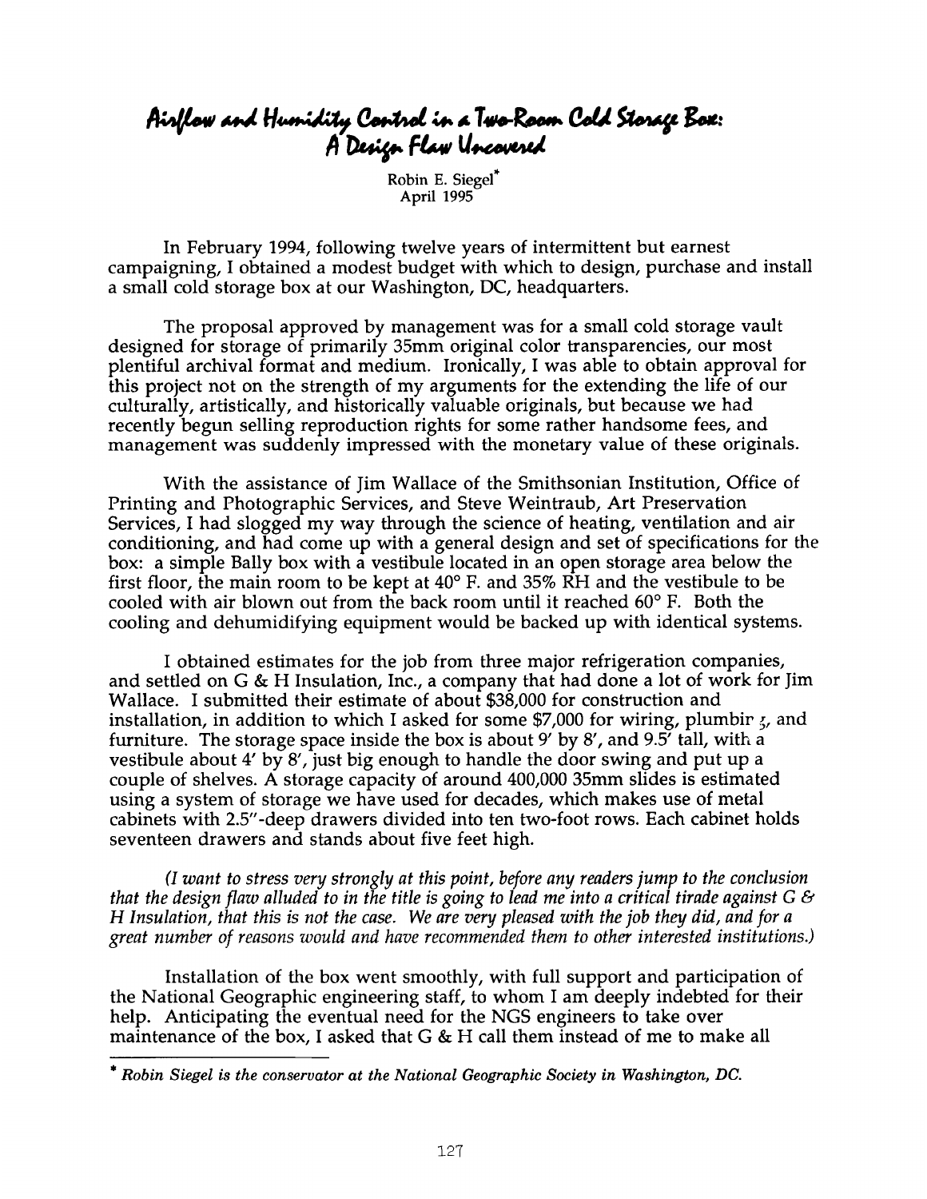# *Airflow and Humidity Control in a Two-Room Cold Storage Box: A Design Flaw Uncovered*

Robin E. Siegel[*]
April 1995

In February 1994, following twelve years of intermittent but earnest campaigning, I obtained a modest budget with which to design, purchase and install a small cold storage box at our Washington, DC, headquarters.

The proposal approved by management was for a small cold storage vault designed for storage of primarily 35mm original color transparencies, our most plentiful archival format and medium. Ironically, I was able to obtain approval for this project not on the strength of my arguments for the extending the life of our culturally, artistically, and historically valuable originals, but because we had recently begun selling reproduction rights for some rather handsome fees, and management was suddenly impressed with the monetary value of these originals.

With the assistance of Jim Wallace of the Smithsonian Institution, Office of Printing and Photographic Services, and Steve Weintraub, Art Preservation Services, I had slogged my way through the science of heating, ventilation and air conditioning, and had come up with a general design and set of specifications for the box: a simple Bally box with a vestibule located in an open storage area below the first floor, the main room to be kept at 40° F. and 35% RH and the vestibule to be cooled with air blown out from the back room until it reached 60° F. Both the cooling and dehumidifying equipment would be backed up with identical systems.

I obtained estimates for the job from three major refrigeration companies, and settled on G & H Insulation, Inc., a company that had done a lot of work for Jim Wallace. I submitted their estimate of about $38,000 for construction and installation, in addition to which I asked for some $7,000 for wiring, plumbing, and furniture. The storage space inside the box is about 9' by 8', and 9.5' tall, with a vestibule about 4' by 8', just big enough to handle the door swing and put up a couple of shelves. A storage capacity of around 400,000 35mm slides is estimated using a system of storage we have used for decades, which makes use of metal cabinets with 2.5"-deep drawers divided into ten two-foot rows. Each cabinet holds seventeen drawers and stands about five feet high.

*(I want to stress very strongly at this point, before any readers jump to the conclusion that the design flaw alluded to in the title is going to lead me into a critical tirade against G & H Insulation, that this is not the case. We are very pleased with the job they did, and for a great number of reasons would and have recommended them to other interested institutions.)*

Installation of the box went smoothly, with full support and participation of the National Geographic engineering staff, to whom I am deeply indebted for their help. Anticipating the eventual need for the NGS engineers to take over maintenance of the box, I asked that G & H call them instead of me to make all

---

[*] *Robin Siegel is the conservator at the National Geographic Society in Washington, DC.*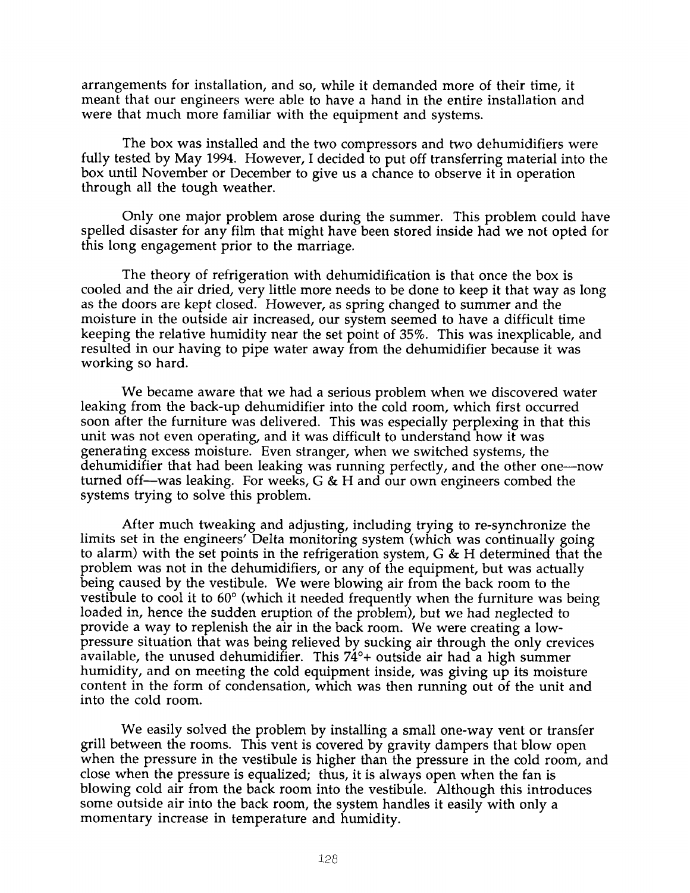arrangements for installation, and so, while it demanded more of their time, it meant that our engineers were able to have a hand in the entire installation and were that much more familiar with the equipment and systems.

The box was installed and the two compressors and two dehumidifiers were fully tested by May 1994. However, I decided to put off transferring material into the box until November or December to give us a chance to observe it in operation through all the tough weather.

Only one major problem arose during the summer. This problem could have spelled disaster for any film that might have been stored inside had we not opted for this long engagement prior to the marriage.

The theory of refrigeration with dehumidification is that once the box is cooled and the air dried, very little more needs to be done to keep it that way as long as the doors are kept closed. However, as spring changed to summer and the moisture in the outside air increased, our system seemed to have a difficult time keeping the relative humidity near the set point of 35%. This was inexplicable, and resulted in our having to pipe water away from the dehumidifier because it was working so hard.

We became aware that we had a serious problem when we discovered water leaking from the back-up dehumidifier into the cold room, which first occurred soon after the furniture was delivered. This was especially perplexing in that this unit was not even operating, and it was difficult to understand how it was generating excess moisture. Even stranger, when we switched systems, the dehumidifier that had been leaking was running perfectly, and the other one—now turned off—was leaking. For weeks, G & H and our own engineers combed the systems trying to solve this problem.

After much tweaking and adjusting, including trying to re-synchronize the limits set in the engineers' Delta monitoring system (which was continually going to alarm) with the set points in the refrigeration system, G & H determined that the problem was not in the dehumidifiers, or any of the equipment, but was actually being caused by the vestibule. We were blowing air from the back room to the vestibule to cool it to 60° (which it needed frequently when the furniture was being loaded in, hence the sudden eruption of the problem), but we had neglected to provide a way to replenish the air in the back room. We were creating a low-pressure situation that was being relieved by sucking air through the only crevices available, the unused dehumidifier. This 74°+ outside air had a high summer humidity, and on meeting the cold equipment inside, was giving up its moisture content in the form of condensation, which was then running out of the unit and into the cold room.

We easily solved the problem by installing a small one-way vent or transfer grill between the rooms. This vent is covered by gravity dampers that blow open when the pressure in the vestibule is higher than the pressure in the cold room, and close when the pressure is equalized; thus, it is always open when the fan is blowing cold air from the back room into the vestibule. Although this introduces some outside air into the back room, the system handles it easily with only a momentary increase in temperature and humidity.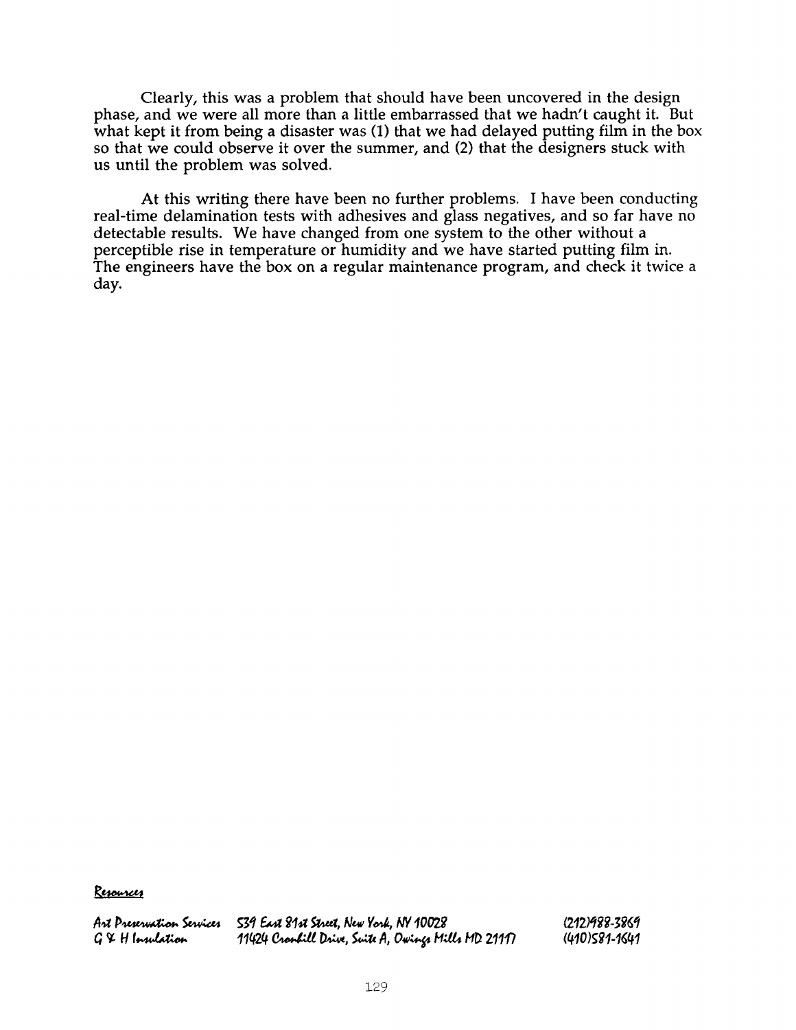Clearly, this was a problem that should have been uncovered in the design phase, and we were all more than a little embarrassed that we hadn't caught it. But what kept it from being a disaster was (1) that we had delayed putting film in the box so that we could observe it over the summer, and (2) that the designers stuck with us until the problem was solved.

At this writing there have been no further problems. I have been conducting real-time delamination tests with adhesives and glass negatives, and so far have no detectable results. We have changed from one system to the other without a perceptible rise in temperature or humidity and we have started putting film in. The engineers have the box on a regular maintenance program, and check it twice a day.

**Resources**

| | | |
|---|---|---|
| Art Preservation Services | 539 East 81st Street, New York, NY 10028 | (212)988-3869 |
| G & H Insulation | 11424 Cronhill Drive, Suite A, Owings Mills MD 21117 | (410)581-1641 |